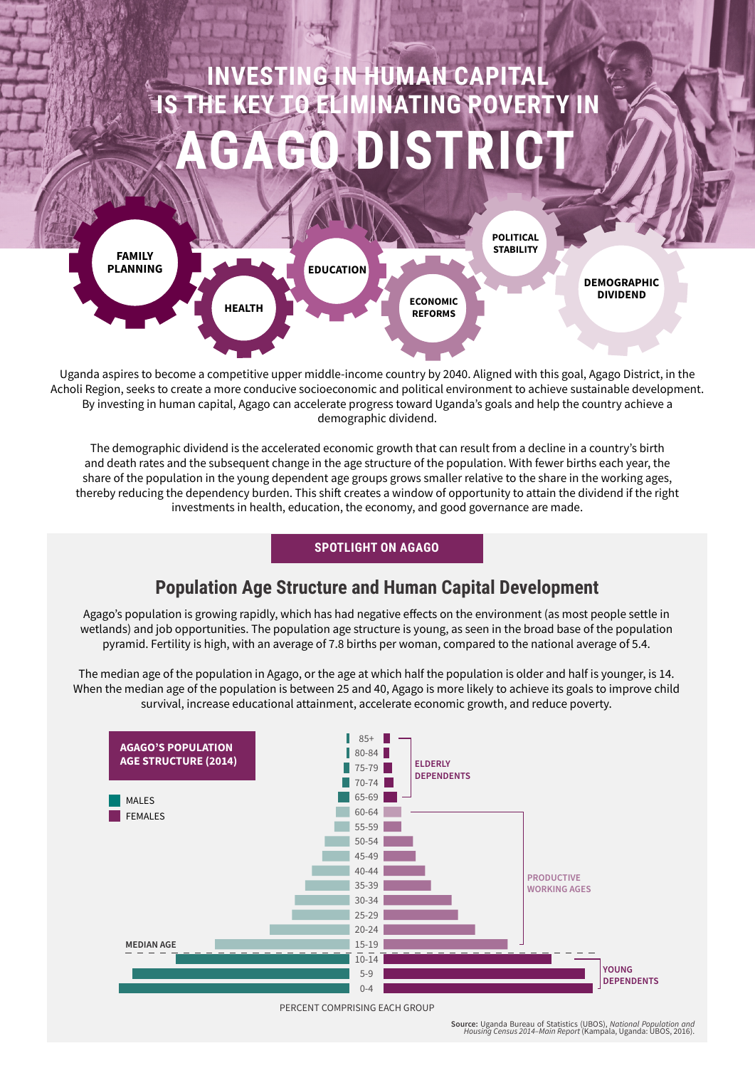# INVESTING IN HUMAN CAPITAL IS THE KEY TO ELIMINATING POVERTY IN AGAGO DISTRICT

FAMILY PLANNING · HEALTH · EDUCATION · ECONOMIC REFORMS · POLITICAL STABILITY · DEMOGRAPHIC DIVIDEND

Uganda aspires to become a competitive upper middle-income country by 2040. Aligned with this goal, Agago District, in the Acholi Region, seeks to create a more conducive socioeconomic and political environment to achieve sustainable development. By investing in human capital, Agago can accelerate progress toward Uganda's goals and help the country achieve a demographic dividend.

The demographic dividend is the accelerated economic growth that can result from a decline in a country's birth and death rates and the subsequent change in the age structure of the population. With fewer births each year, the share of the population in the young dependent age groups grows smaller relative to the share in the working ages, thereby reducing the dependency burden. This shift creates a window of opportunity to attain the dividend if the right investments in health, education, the economy, and good governance are made.

**SPOTLIGHT ON AGAGO**

## Population Age Structure and Human Capital Development

Agago's population is growing rapidly, which has had negative effects on the environment (as most people settle in wetlands) and job opportunities. The population age structure is young, as seen in the broad base of the population pyramid. Fertility is high, with an average of 7.8 births per woman, compared to the national average of 5.4.

The median age of the population in Agago, or the age at which half the population is older and half is younger, is 14. When the median age of the population is between 25 and 40, Agago is more likely to achieve its goals to improve child survival, increase educational attainment, accelerate economic growth, and reduce poverty.

**AGAGO'S POPULATION AGE STRUCTURE (2014)**

MALES / FEMALES

Age groups: 85+, 80-84, 75-79, 70-74, 65-69 (ELDERLY DEPENDENTS); 60-64, 55-59, 50-54, 45-49, 40-44, 35-39, 30-34, 25-29, 20-24, 15-19 (PRODUCTIVE WORKING AGES); 10-14, 5-9, 0-4 (YOUNG DEPENDENTS)

MEDIAN AGE

PERCENT COMPRISING EACH GROUP

**Source:** Uganda Bureau of Statistics (UBOS), *National Population and Housing Census 2014–Main Report* (Kampala, Uganda: UBOS, 2016).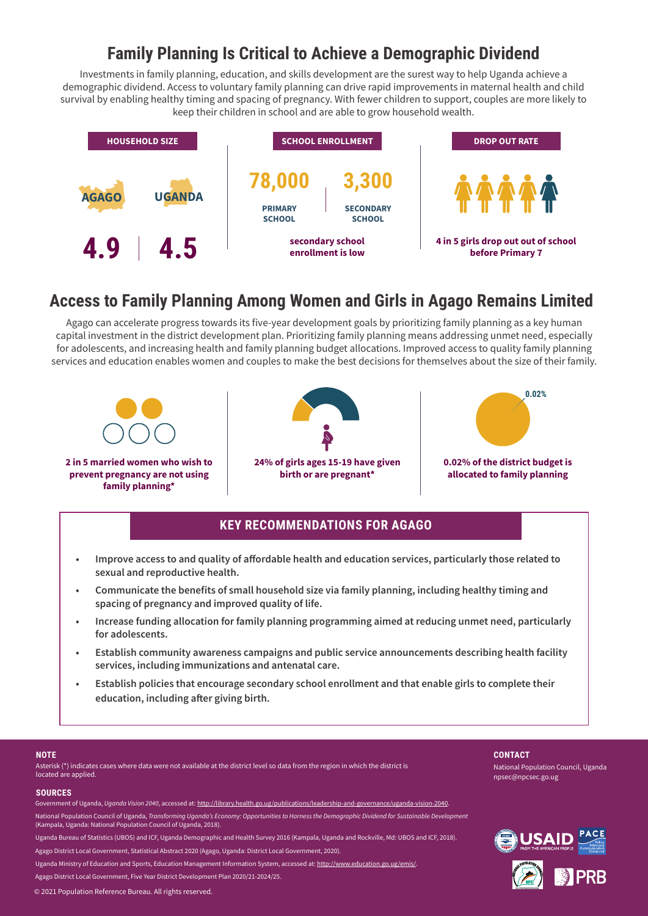# Family Planning Is Critical to Achieve a Demographic Dividend

Investments in family planning, education, and skills development are the surest way to help Uganda achieve a demographic dividend. Access to voluntary family planning can drive rapid improvements in maternal health and child survival by enabling healthy timing and spacing of pregnancy. With fewer children to support, couples are more likely to keep their children in school and are able to grow household wealth.

**HOUSEHOLD SIZE**

AGAGO | UGANDA

**4.9** | **4.5**

**SCHOOL ENROLLMENT**

**78,000** PRIMARY SCHOOL

**3,300** SECONDARY SCHOOL

**secondary school enrollment is low**

**DROP OUT RATE**

**4 in 5 girls drop out out of school before Primary 7**

# Access to Family Planning Among Women and Girls in Agago Remains Limited

Agago can accelerate progress towards its five-year development goals by prioritizing family planning as a key human capital investment in the district development plan. Prioritizing family planning means addressing unmet need, especially for adolescents, and increasing health and family planning budget allocations. Improved access to quality family planning services and education enables women and couples to make the best decisions for themselves about the size of their family.

**2 in 5 married women who wish to prevent pregnancy are not using family planning***

**24% of girls ages 15-19 have given birth or are pregnant***

0.02%

**0.02% of the district budget is allocated to family planning**

## KEY RECOMMENDATIONS FOR AGAGO

- **Improve access to and quality of affordable health and education services, particularly those related to sexual and reproductive health.**
- **Communicate the benefits of small household size via family planning, including healthy timing and spacing of pregnancy and improved quality of life.**
- **Increase funding allocation for family planning programming aimed at reducing unmet need, particularly for adolescents.**
- **Establish community awareness campaigns and public service announcements describing health facility services, including immunizations and antenatal care.**
- **Establish policies that encourage secondary school enrollment and that enable girls to complete their education, including after giving birth.**

### NOTE

Asterisk (*) indicates cases where data were not available at the district level so data from the region in which the district is located are applied.

### SOURCES

Government of Uganda, *Uganda Vision 2040*, accessed at: http://library.health.go.ug/publications/leadership-and-governance/uganda-vision-2040.

National Population Council of Uganda, *Transforming Uganda's Economy: Opportunities to Harness the Demographic Dividend for Sustainable Development* (Kampala, Uganda: National Population Council of Uganda, 2018).

Uganda Bureau of Statistics (UBOS) and ICF, Uganda Demographic and Health Survey 2016 (Kampala, Uganda and Rockville, Md: UBOS and ICF, 2018).

Agago District Local Government, Statistical Abstract 2020 (Agago, Uganda: District Local Government, 2020).

Uganda Ministry of Education and Sports, Education Management Information System, accessed at: http://www.education.go.ug/emis/.

Agago District Local Government, Five Year District Development Plan 2020/21-2024/25.

© 2021 Population Reference Bureau. All rights reserved.

### CONTACT

National Population Council, Uganda
npsec@npcsec.go.ug